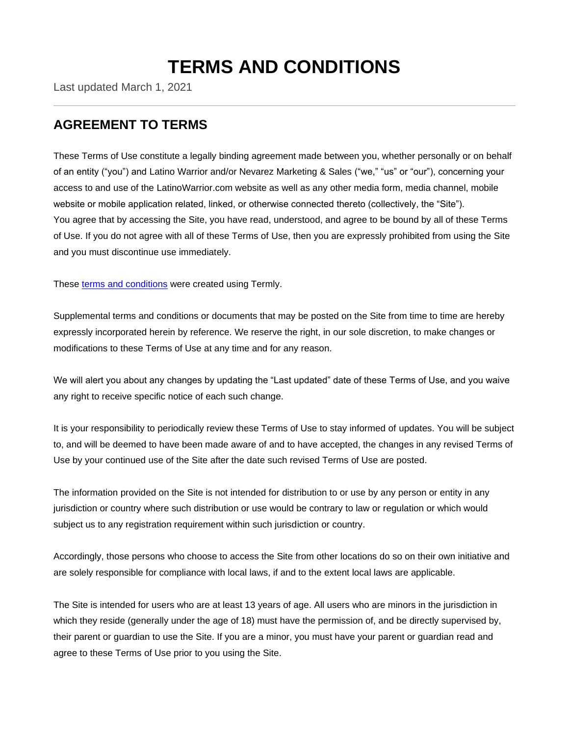# TERMS AND CONDITIONS

Last updated March 1, 2021

## AGREEMENT TO TERMS

These Terms of Use constitute a legally binding agreement made between you, whether personally or on behalf of an entity ("you") and Latino Warrior and/or Nevarez Marketing & Sales ("we," "us" or "our"), concerning your access to and use of the LatinoWarrior.com website as well as any other media form, media channel, mobile website or mobile application related, linked, or otherwise connected thereto (collectively, the "Site"). You agree that by accessing the Site, you have read, understood, and agree to be bound by all of these Terms of Use. If you do not agree with all of these Terms of Use, then you are expressly prohibited from using the Site and you must discontinue use immediately.

These terms and conditions were created using Termly.

Supplemental terms and conditions or documents that may be posted on the Site from time to time are hereby expressly incorporated herein by reference. We reserve the right, in our sole discretion, to make changes or modifications to these Terms of Use at any time and for any reason.

We will alert you about any changes by updating the "Last updated" date of these Terms of Use, and you waive any right to receive specific notice of each such change.

It is your responsibility to periodically review these Terms of Use to stay informed of updates. You will be subject to, and will be deemed to have been made aware of and to have accepted, the changes in any revised Terms of Use by your continued use of the Site after the date such revised Terms of Use are posted.

The information provided on the Site is not intended for distribution to or use by any person or entity in any jurisdiction or country where such distribution or use would be contrary to law or regulation or which would subject us to any registration requirement within such jurisdiction or country.

Accordingly, those persons who choose to access the Site from other locations do so on their own initiative and are solely responsible for compliance with local laws, if and to the extent local laws are applicable.

The Site is intended for users who are at least 13 years of age. All users who are minors in the jurisdiction in which they reside (generally under the age of 18) must have the permission of, and be directly supervised by, their parent or guardian to use the Site. If you are a minor, you must have your parent or guardian read and agree to these Terms of Use prior to you using the Site.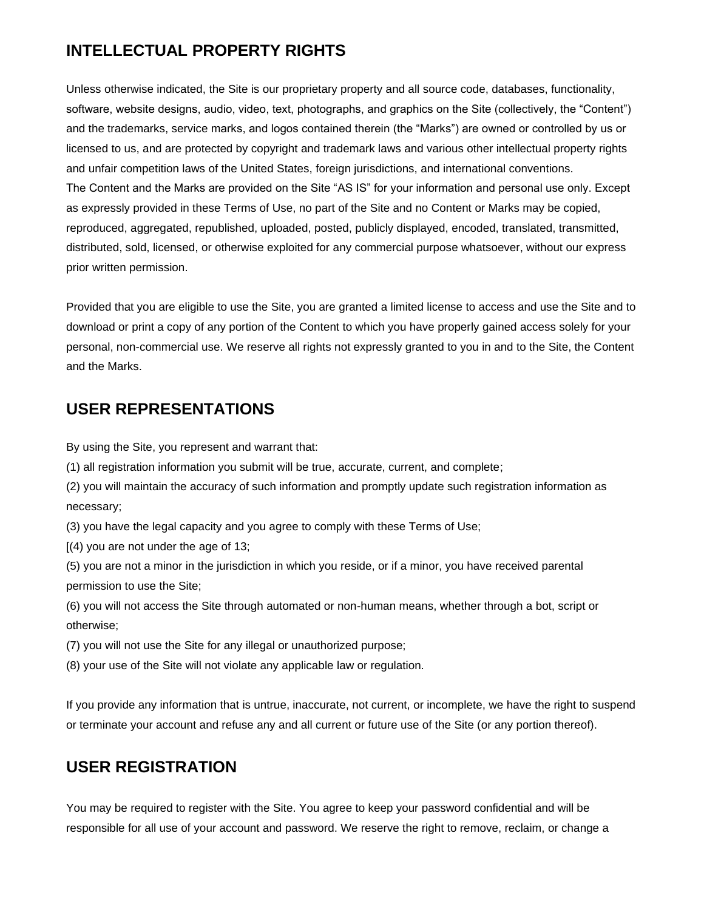## INTELLECTUAL PROPERTY RIGHTS

Unless otherwise indicated, the Site is our proprietary property and all source code, databases, functionality, software, website designs, audio, video, text, photographs, and graphics on the Site (collectively, the "Content") and the trademarks, service marks, and logos contained therein (the "Marks") are owned or controlled by us or licensed to us, and are protected by copyright and trademark laws and various other intellectual property rights and unfair competition laws of the United States, foreign jurisdictions, and international conventions.
The Content and the Marks are provided on the Site "AS IS" for your information and personal use only. Except as expressly provided in these Terms of Use, no part of the Site and no Content or Marks may be copied, reproduced, aggregated, republished, uploaded, posted, publicly displayed, encoded, translated, transmitted, distributed, sold, licensed, or otherwise exploited for any commercial purpose whatsoever, without our express prior written permission.

Provided that you are eligible to use the Site, you are granted a limited license to access and use the Site and to download or print a copy of any portion of the Content to which you have properly gained access solely for your personal, non-commercial use. We reserve all rights not expressly granted to you in and to the Site, the Content and the Marks.

## USER REPRESENTATIONS

By using the Site, you represent and warrant that:
(1) all registration information you submit will be true, accurate, current, and complete;
(2) you will maintain the accuracy of such information and promptly update such registration information as necessary;
(3) you have the legal capacity and you agree to comply with these Terms of Use;
[(4) you are not under the age of 13;
(5) you are not a minor in the jurisdiction in which you reside, or if a minor, you have received parental permission to use the Site;
(6) you will not access the Site through automated or non-human means, whether through a bot, script or otherwise;
(7) you will not use the Site for any illegal or unauthorized purpose;
(8) your use of the Site will not violate any applicable law or regulation.

If you provide any information that is untrue, inaccurate, not current, or incomplete, we have the right to suspend or terminate your account and refuse any and all current or future use of the Site (or any portion thereof).

## USER REGISTRATION

You may be required to register with the Site. You agree to keep your password confidential and will be responsible for all use of your account and password. We reserve the right to remove, reclaim, or change a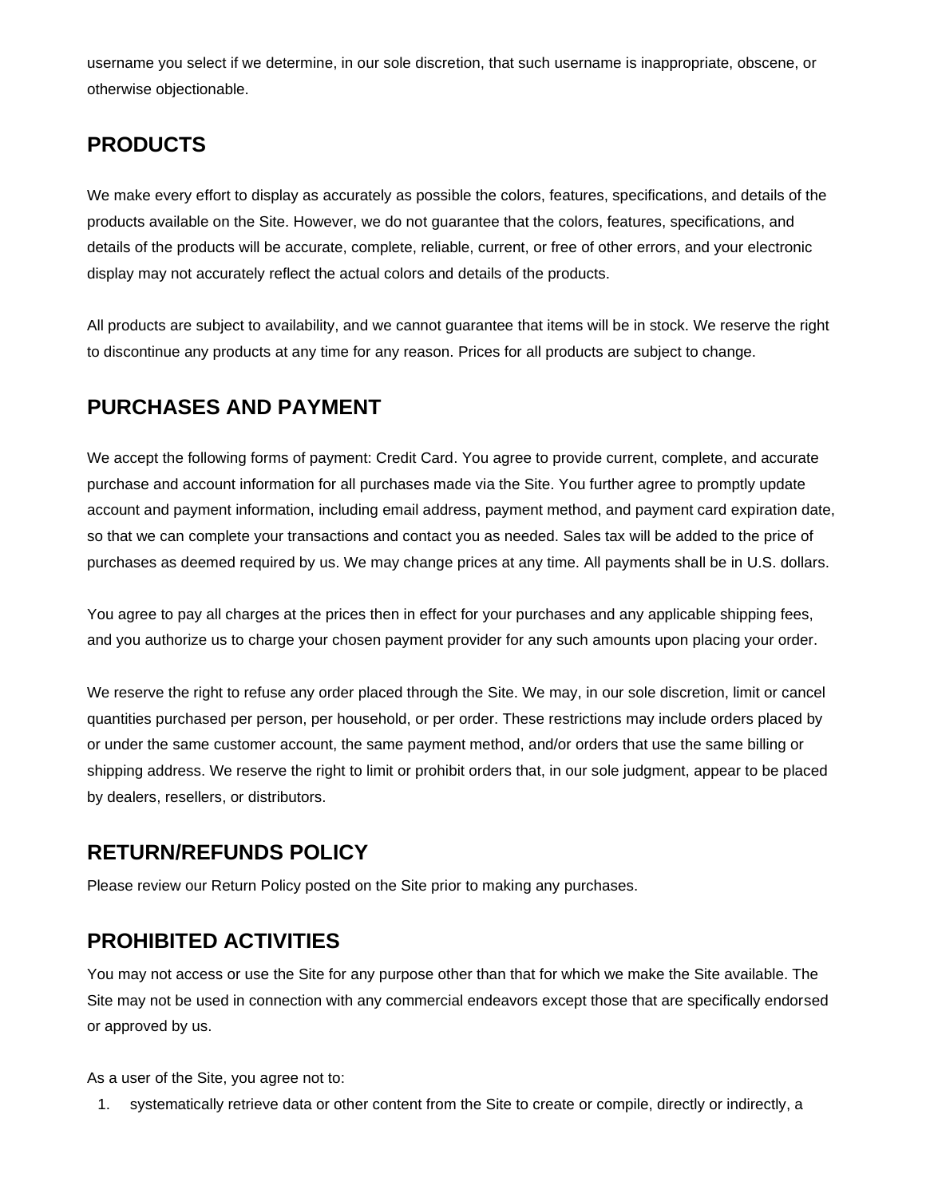username you select if we determine, in our sole discretion, that such username is inappropriate, obscene, or otherwise objectionable.

## PRODUCTS

We make every effort to display as accurately as possible the colors, features, specifications, and details of the products available on the Site. However, we do not guarantee that the colors, features, specifications, and details of the products will be accurate, complete, reliable, current, or free of other errors, and your electronic display may not accurately reflect the actual colors and details of the products.

All products are subject to availability, and we cannot guarantee that items will be in stock. We reserve the right to discontinue any products at any time for any reason. Prices for all products are subject to change.

## PURCHASES AND PAYMENT

We accept the following forms of payment: Credit Card. You agree to provide current, complete, and accurate purchase and account information for all purchases made via the Site. You further agree to promptly update account and payment information, including email address, payment method, and payment card expiration date, so that we can complete your transactions and contact you as needed. Sales tax will be added to the price of purchases as deemed required by us. We may change prices at any time. All payments shall be in U.S. dollars.

You agree to pay all charges at the prices then in effect for your purchases and any applicable shipping fees, and you authorize us to charge your chosen payment provider for any such amounts upon placing your order.

We reserve the right to refuse any order placed through the Site. We may, in our sole discretion, limit or cancel quantities purchased per person, per household, or per order. These restrictions may include orders placed by or under the same customer account, the same payment method, and/or orders that use the same billing or shipping address. We reserve the right to limit or prohibit orders that, in our sole judgment, appear to be placed by dealers, resellers, or distributors.

## RETURN/REFUNDS POLICY

Please review our Return Policy posted on the Site prior to making any purchases.

## PROHIBITED ACTIVITIES

You may not access or use the Site for any purpose other than that for which we make the Site available. The Site may not be used in connection with any commercial endeavors except those that are specifically endorsed or approved by us.

As a user of the Site, you agree not to:

1. systematically retrieve data or other content from the Site to create or compile, directly or indirectly, a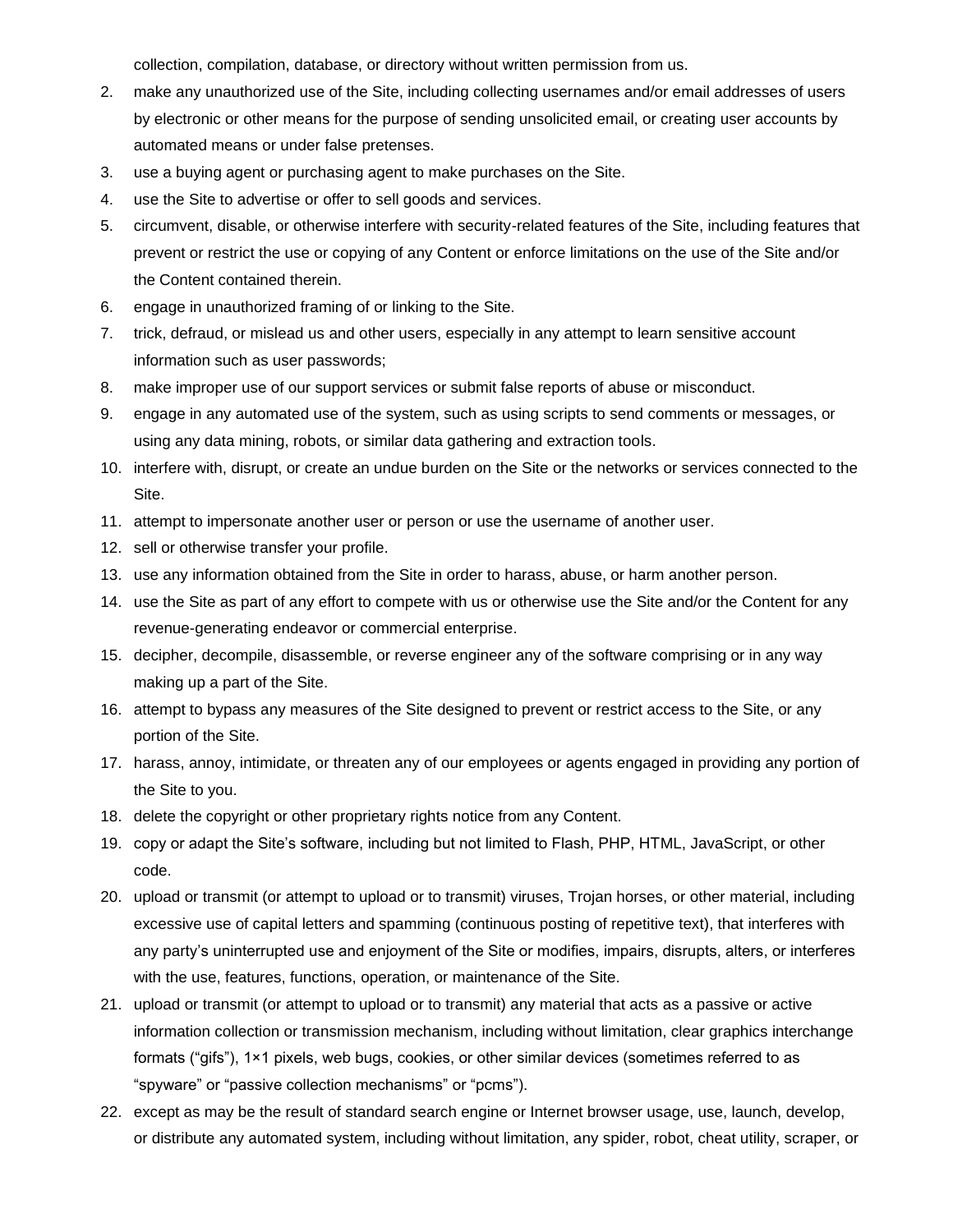collection, compilation, database, or directory without written permission from us.

2. make any unauthorized use of the Site, including collecting usernames and/or email addresses of users by electronic or other means for the purpose of sending unsolicited email, or creating user accounts by automated means or under false pretenses.
3. use a buying agent or purchasing agent to make purchases on the Site.
4. use the Site to advertise or offer to sell goods and services.
5. circumvent, disable, or otherwise interfere with security-related features of the Site, including features that prevent or restrict the use or copying of any Content or enforce limitations on the use of the Site and/or the Content contained therein.
6. engage in unauthorized framing of or linking to the Site.
7. trick, defraud, or mislead us and other users, especially in any attempt to learn sensitive account information such as user passwords;
8. make improper use of our support services or submit false reports of abuse or misconduct.
9. engage in any automated use of the system, such as using scripts to send comments or messages, or using any data mining, robots, or similar data gathering and extraction tools.
10. interfere with, disrupt, or create an undue burden on the Site or the networks or services connected to the Site.
11. attempt to impersonate another user or person or use the username of another user.
12. sell or otherwise transfer your profile.
13. use any information obtained from the Site in order to harass, abuse, or harm another person.
14. use the Site as part of any effort to compete with us or otherwise use the Site and/or the Content for any revenue-generating endeavor or commercial enterprise.
15. decipher, decompile, disassemble, or reverse engineer any of the software comprising or in any way making up a part of the Site.
16. attempt to bypass any measures of the Site designed to prevent or restrict access to the Site, or any portion of the Site.
17. harass, annoy, intimidate, or threaten any of our employees or agents engaged in providing any portion of the Site to you.
18. delete the copyright or other proprietary rights notice from any Content.
19. copy or adapt the Site's software, including but not limited to Flash, PHP, HTML, JavaScript, or other code.
20. upload or transmit (or attempt to upload or to transmit) viruses, Trojan horses, or other material, including excessive use of capital letters and spamming (continuous posting of repetitive text), that interferes with any party's uninterrupted use and enjoyment of the Site or modifies, impairs, disrupts, alters, or interferes with the use, features, functions, operation, or maintenance of the Site.
21. upload or transmit (or attempt to upload or to transmit) any material that acts as a passive or active information collection or transmission mechanism, including without limitation, clear graphics interchange formats ("gifs"), 1×1 pixels, web bugs, cookies, or other similar devices (sometimes referred to as "spyware" or "passive collection mechanisms" or "pcms").
22. except as may be the result of standard search engine or Internet browser usage, use, launch, develop, or distribute any automated system, including without limitation, any spider, robot, cheat utility, scraper, or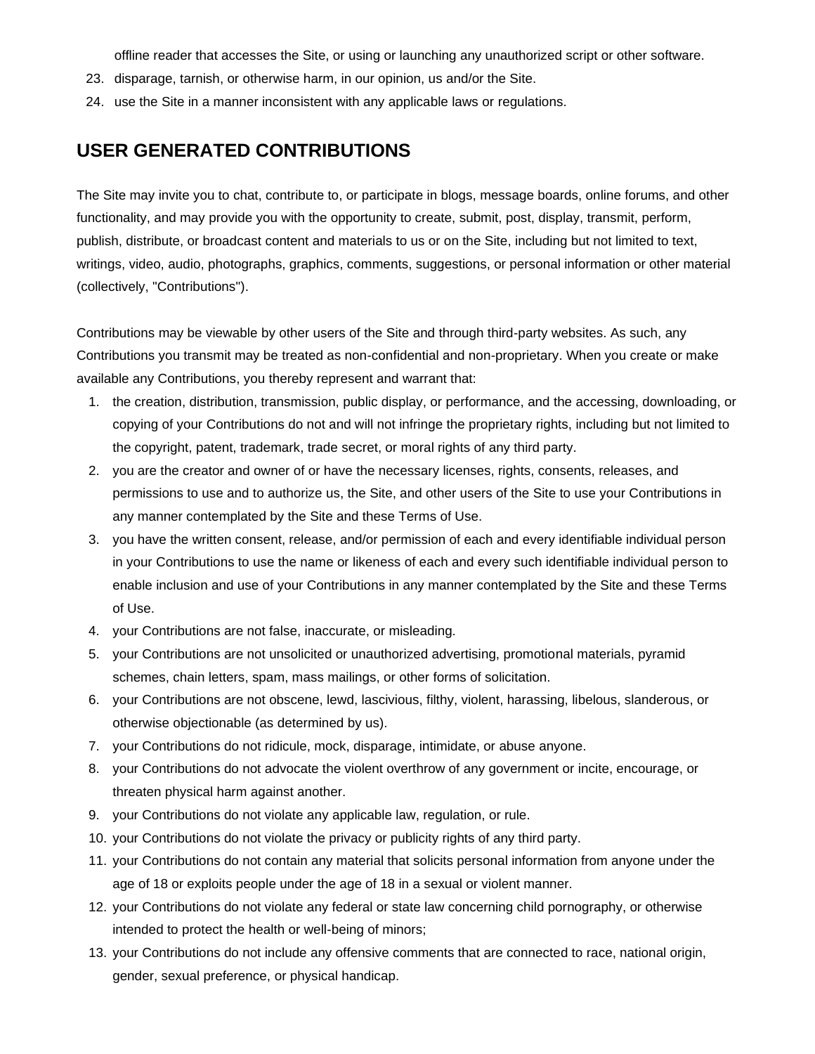offline reader that accesses the Site, or using or launching any unauthorized script or other software.

23. disparage, tarnish, or otherwise harm, in our opinion, us and/or the Site.
24. use the Site in a manner inconsistent with any applicable laws or regulations.

## USER GENERATED CONTRIBUTIONS

The Site may invite you to chat, contribute to, or participate in blogs, message boards, online forums, and other functionality, and may provide you with the opportunity to create, submit, post, display, transmit, perform, publish, distribute, or broadcast content and materials to us or on the Site, including but not limited to text, writings, video, audio, photographs, graphics, comments, suggestions, or personal information or other material (collectively, "Contributions").

Contributions may be viewable by other users of the Site and through third-party websites. As such, any Contributions you transmit may be treated as non-confidential and non-proprietary. When you create or make available any Contributions, you thereby represent and warrant that:

1. the creation, distribution, transmission, public display, or performance, and the accessing, downloading, or copying of your Contributions do not and will not infringe the proprietary rights, including but not limited to the copyright, patent, trademark, trade secret, or moral rights of any third party.
2. you are the creator and owner of or have the necessary licenses, rights, consents, releases, and permissions to use and to authorize us, the Site, and other users of the Site to use your Contributions in any manner contemplated by the Site and these Terms of Use.
3. you have the written consent, release, and/or permission of each and every identifiable individual person in your Contributions to use the name or likeness of each and every such identifiable individual person to enable inclusion and use of your Contributions in any manner contemplated by the Site and these Terms of Use.
4. your Contributions are not false, inaccurate, or misleading.
5. your Contributions are not unsolicited or unauthorized advertising, promotional materials, pyramid schemes, chain letters, spam, mass mailings, or other forms of solicitation.
6. your Contributions are not obscene, lewd, lascivious, filthy, violent, harassing, libelous, slanderous, or otherwise objectionable (as determined by us).
7. your Contributions do not ridicule, mock, disparage, intimidate, or abuse anyone.
8. your Contributions do not advocate the violent overthrow of any government or incite, encourage, or threaten physical harm against another.
9. your Contributions do not violate any applicable law, regulation, or rule.
10. your Contributions do not violate the privacy or publicity rights of any third party.
11. your Contributions do not contain any material that solicits personal information from anyone under the age of 18 or exploits people under the age of 18 in a sexual or violent manner.
12. your Contributions do not violate any federal or state law concerning child pornography, or otherwise intended to protect the health or well-being of minors;
13. your Contributions do not include any offensive comments that are connected to race, national origin, gender, sexual preference, or physical handicap.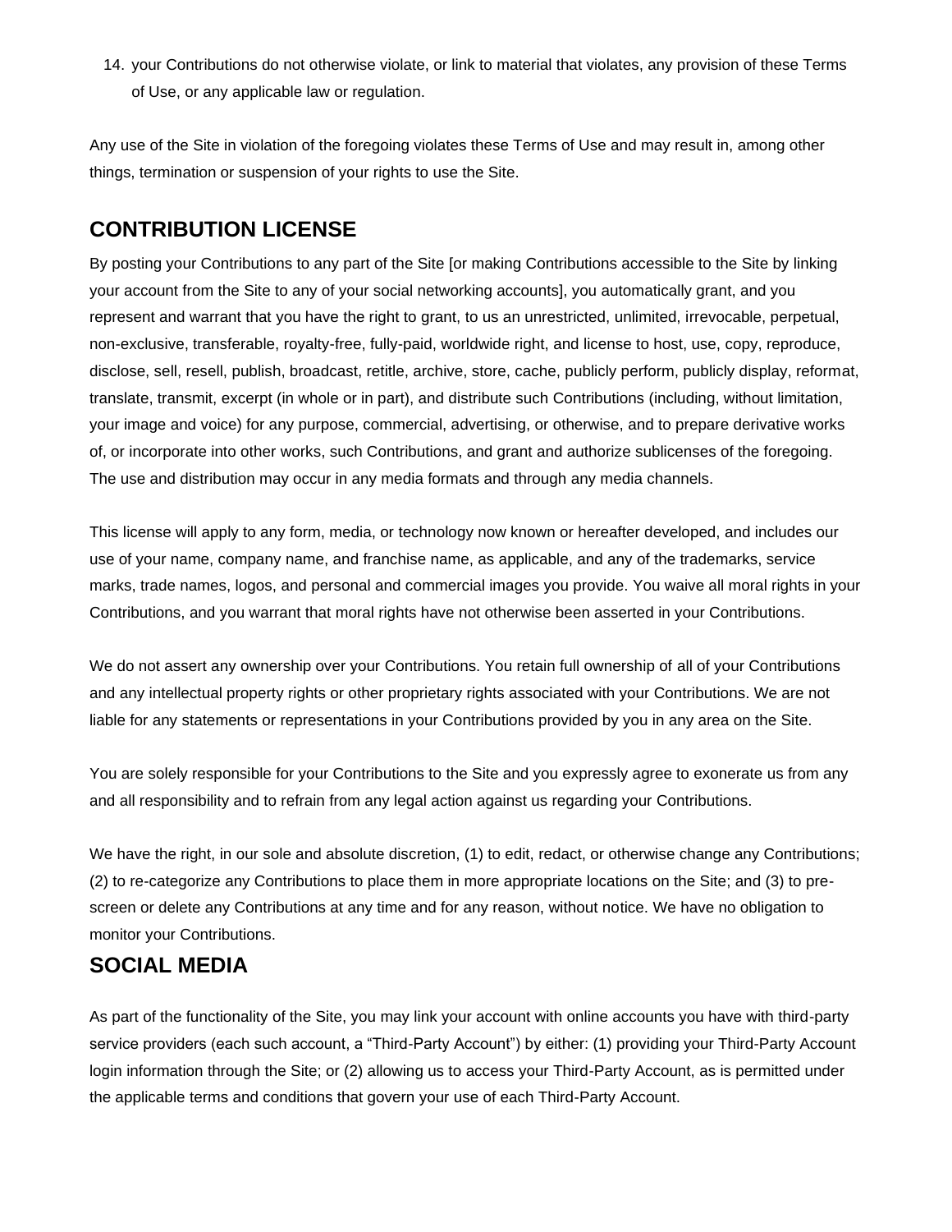14. your Contributions do not otherwise violate, or link to material that violates, any provision of these Terms of Use, or any applicable law or regulation.

Any use of the Site in violation of the foregoing violates these Terms of Use and may result in, among other things, termination or suspension of your rights to use the Site.

## CONTRIBUTION LICENSE

By posting your Contributions to any part of the Site [or making Contributions accessible to the Site by linking your account from the Site to any of your social networking accounts], you automatically grant, and you represent and warrant that you have the right to grant, to us an unrestricted, unlimited, irrevocable, perpetual, non-exclusive, transferable, royalty-free, fully-paid, worldwide right, and license to host, use, copy, reproduce, disclose, sell, resell, publish, broadcast, retitle, archive, store, cache, publicly perform, publicly display, reformat, translate, transmit, excerpt (in whole or in part), and distribute such Contributions (including, without limitation, your image and voice) for any purpose, commercial, advertising, or otherwise, and to prepare derivative works of, or incorporate into other works, such Contributions, and grant and authorize sublicenses of the foregoing. The use and distribution may occur in any media formats and through any media channels.

This license will apply to any form, media, or technology now known or hereafter developed, and includes our use of your name, company name, and franchise name, as applicable, and any of the trademarks, service marks, trade names, logos, and personal and commercial images you provide. You waive all moral rights in your Contributions, and you warrant that moral rights have not otherwise been asserted in your Contributions.

We do not assert any ownership over your Contributions. You retain full ownership of all of your Contributions and any intellectual property rights or other proprietary rights associated with your Contributions. We are not liable for any statements or representations in your Contributions provided by you in any area on the Site.

You are solely responsible for your Contributions to the Site and you expressly agree to exonerate us from any and all responsibility and to refrain from any legal action against us regarding your Contributions.

We have the right, in our sole and absolute discretion, (1) to edit, redact, or otherwise change any Contributions; (2) to re-categorize any Contributions to place them in more appropriate locations on the Site; and (3) to pre-screen or delete any Contributions at any time and for any reason, without notice. We have no obligation to monitor your Contributions.

## SOCIAL MEDIA

As part of the functionality of the Site, you may link your account with online accounts you have with third-party service providers (each such account, a “Third-Party Account”) by either: (1) providing your Third-Party Account login information through the Site; or (2) allowing us to access your Third-Party Account, as is permitted under the applicable terms and conditions that govern your use of each Third-Party Account.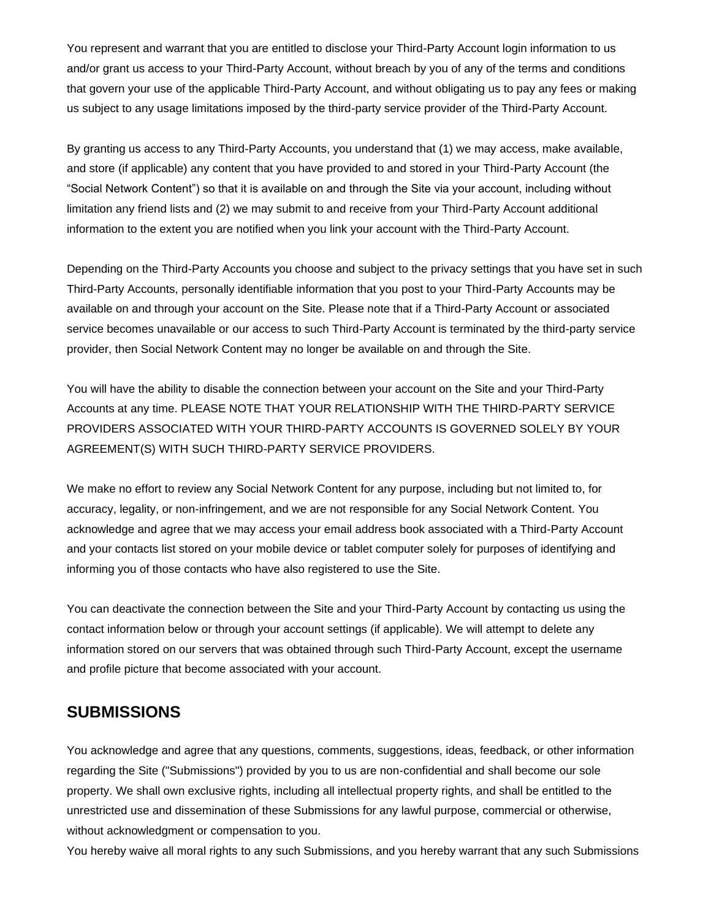You represent and warrant that you are entitled to disclose your Third-Party Account login information to us and/or grant us access to your Third-Party Account, without breach by you of any of the terms and conditions that govern your use of the applicable Third-Party Account, and without obligating us to pay any fees or making us subject to any usage limitations imposed by the third-party service provider of the Third-Party Account.

By granting us access to any Third-Party Accounts, you understand that (1) we may access, make available, and store (if applicable) any content that you have provided to and stored in your Third-Party Account (the "Social Network Content") so that it is available on and through the Site via your account, including without limitation any friend lists and (2) we may submit to and receive from your Third-Party Account additional information to the extent you are notified when you link your account with the Third-Party Account.

Depending on the Third-Party Accounts you choose and subject to the privacy settings that you have set in such Third-Party Accounts, personally identifiable information that you post to your Third-Party Accounts may be available on and through your account on the Site. Please note that if a Third-Party Account or associated service becomes unavailable or our access to such Third-Party Account is terminated by the third-party service provider, then Social Network Content may no longer be available on and through the Site.

You will have the ability to disable the connection between your account on the Site and your Third-Party Accounts at any time. PLEASE NOTE THAT YOUR RELATIONSHIP WITH THE THIRD-PARTY SERVICE PROVIDERS ASSOCIATED WITH YOUR THIRD-PARTY ACCOUNTS IS GOVERNED SOLELY BY YOUR AGREEMENT(S) WITH SUCH THIRD-PARTY SERVICE PROVIDERS.

We make no effort to review any Social Network Content for any purpose, including but not limited to, for accuracy, legality, or non-infringement, and we are not responsible for any Social Network Content. You acknowledge and agree that we may access your email address book associated with a Third-Party Account and your contacts list stored on your mobile device or tablet computer solely for purposes of identifying and informing you of those contacts who have also registered to use the Site.

You can deactivate the connection between the Site and your Third-Party Account by contacting us using the contact information below or through your account settings (if applicable). We will attempt to delete any information stored on our servers that was obtained through such Third-Party Account, except the username and profile picture that become associated with your account.

## SUBMISSIONS

You acknowledge and agree that any questions, comments, suggestions, ideas, feedback, or other information regarding the Site ("Submissions") provided by you to us are non-confidential and shall become our sole property. We shall own exclusive rights, including all intellectual property rights, and shall be entitled to the unrestricted use and dissemination of these Submissions for any lawful purpose, commercial or otherwise, without acknowledgment or compensation to you.
You hereby waive all moral rights to any such Submissions, and you hereby warrant that any such Submissions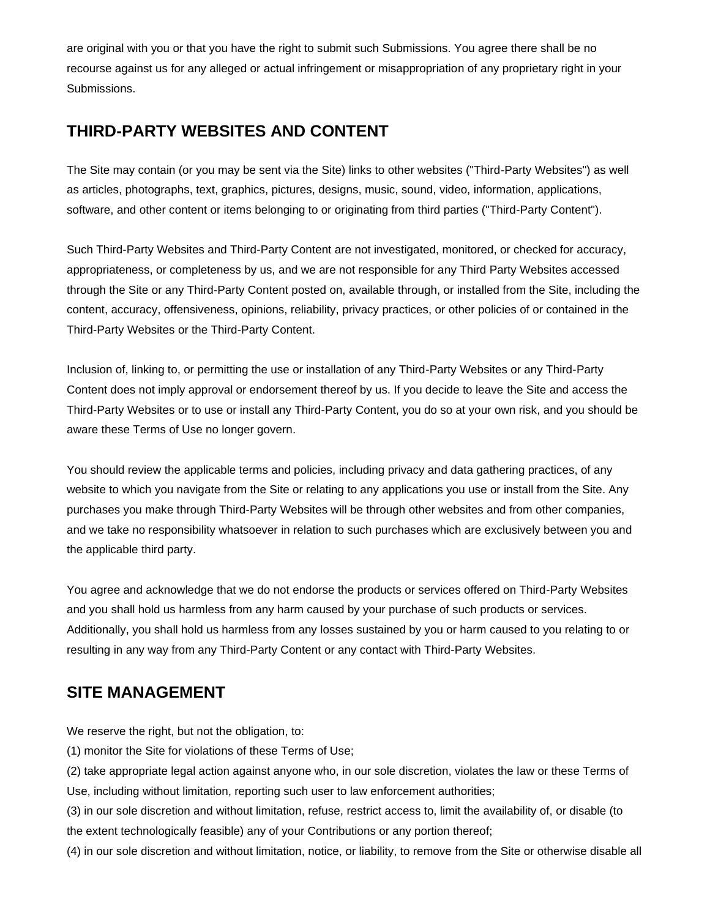are original with you or that you have the right to submit such Submissions. You agree there shall be no recourse against us for any alleged or actual infringement or misappropriation of any proprietary right in your Submissions.

## THIRD-PARTY WEBSITES AND CONTENT

The Site may contain (or you may be sent via the Site) links to other websites ("Third-Party Websites") as well as articles, photographs, text, graphics, pictures, designs, music, sound, video, information, applications, software, and other content or items belonging to or originating from third parties ("Third-Party Content").

Such Third-Party Websites and Third-Party Content are not investigated, monitored, or checked for accuracy, appropriateness, or completeness by us, and we are not responsible for any Third Party Websites accessed through the Site or any Third-Party Content posted on, available through, or installed from the Site, including the content, accuracy, offensiveness, opinions, reliability, privacy practices, or other policies of or contained in the Third-Party Websites or the Third-Party Content.

Inclusion of, linking to, or permitting the use or installation of any Third-Party Websites or any Third-Party Content does not imply approval or endorsement thereof by us. If you decide to leave the Site and access the Third-Party Websites or to use or install any Third-Party Content, you do so at your own risk, and you should be aware these Terms of Use no longer govern.

You should review the applicable terms and policies, including privacy and data gathering practices, of any website to which you navigate from the Site or relating to any applications you use or install from the Site. Any purchases you make through Third-Party Websites will be through other websites and from other companies, and we take no responsibility whatsoever in relation to such purchases which are exclusively between you and the applicable third party.

You agree and acknowledge that we do not endorse the products or services offered on Third-Party Websites and you shall hold us harmless from any harm caused by your purchase of such products or services. Additionally, you shall hold us harmless from any losses sustained by you or harm caused to you relating to or resulting in any way from any Third-Party Content or any contact with Third-Party Websites.

## SITE MANAGEMENT

We reserve the right, but not the obligation, to:
(1) monitor the Site for violations of these Terms of Use;
(2) take appropriate legal action against anyone who, in our sole discretion, violates the law or these Terms of Use, including without limitation, reporting such user to law enforcement authorities;
(3) in our sole discretion and without limitation, refuse, restrict access to, limit the availability of, or disable (to the extent technologically feasible) any of your Contributions or any portion thereof;
(4) in our sole discretion and without limitation, notice, or liability, to remove from the Site or otherwise disable all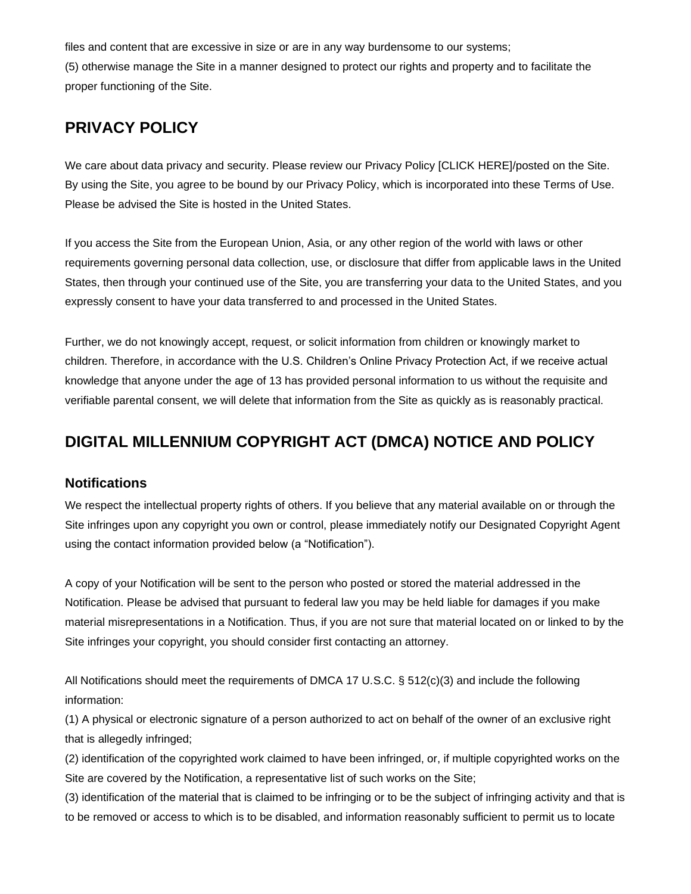files and content that are excessive in size or are in any way burdensome to our systems;
(5) otherwise manage the Site in a manner designed to protect our rights and property and to facilitate the proper functioning of the Site.

## PRIVACY POLICY

We care about data privacy and security. Please review our Privacy Policy [CLICK HERE]/posted on the Site. By using the Site, you agree to be bound by our Privacy Policy, which is incorporated into these Terms of Use. Please be advised the Site is hosted in the United States.

If you access the Site from the European Union, Asia, or any other region of the world with laws or other requirements governing personal data collection, use, or disclosure that differ from applicable laws in the United States, then through your continued use of the Site, you are transferring your data to the United States, and you expressly consent to have your data transferred to and processed in the United States.

Further, we do not knowingly accept, request, or solicit information from children or knowingly market to children. Therefore, in accordance with the U.S. Children's Online Privacy Protection Act, if we receive actual knowledge that anyone under the age of 13 has provided personal information to us without the requisite and verifiable parental consent, we will delete that information from the Site as quickly as is reasonably practical.

## DIGITAL MILLENNIUM COPYRIGHT ACT (DMCA) NOTICE AND POLICY

### Notifications

We respect the intellectual property rights of others. If you believe that any material available on or through the Site infringes upon any copyright you own or control, please immediately notify our Designated Copyright Agent using the contact information provided below (a "Notification").

A copy of your Notification will be sent to the person who posted or stored the material addressed in the Notification. Please be advised that pursuant to federal law you may be held liable for damages if you make material misrepresentations in a Notification. Thus, if you are not sure that material located on or linked to by the Site infringes your copyright, you should consider first contacting an attorney.

All Notifications should meet the requirements of DMCA 17 U.S.C. § 512(c)(3) and include the following information:
(1) A physical or electronic signature of a person authorized to act on behalf of the owner of an exclusive right that is allegedly infringed;
(2) identification of the copyrighted work claimed to have been infringed, or, if multiple copyrighted works on the Site are covered by the Notification, a representative list of such works on the Site;
(3) identification of the material that is claimed to be infringing or to be the subject of infringing activity and that is to be removed or access to which is to be disabled, and information reasonably sufficient to permit us to locate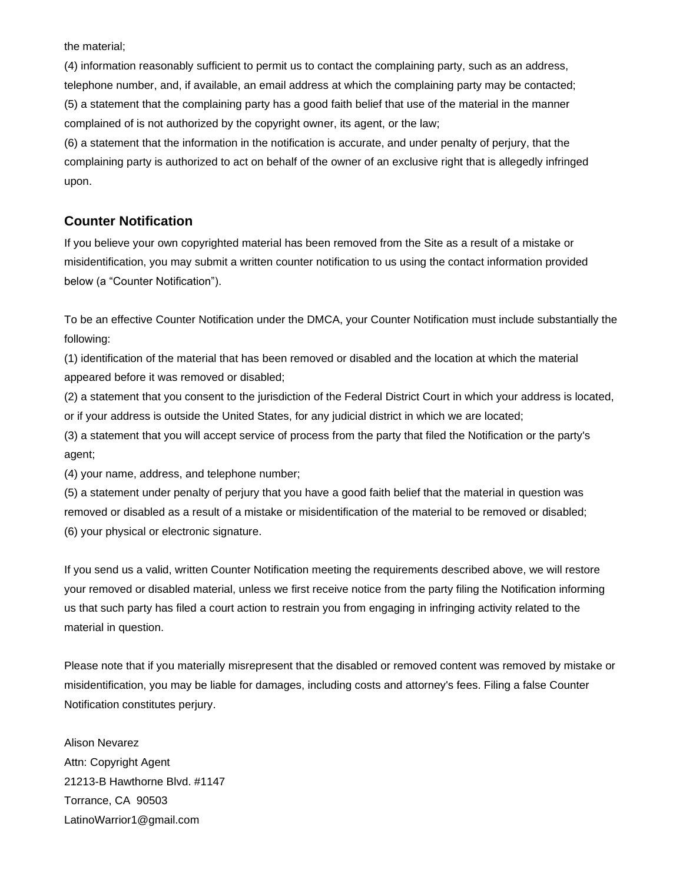the material;
(4) information reasonably sufficient to permit us to contact the complaining party, such as an address, telephone number, and, if available, an email address at which the complaining party may be contacted;
(5) a statement that the complaining party has a good faith belief that use of the material in the manner complained of is not authorized by the copyright owner, its agent, or the law;
(6) a statement that the information in the notification is accurate, and under penalty of perjury, that the complaining party is authorized to act on behalf of the owner of an exclusive right that is allegedly infringed upon.

## Counter Notification

If you believe your own copyrighted material has been removed from the Site as a result of a mistake or misidentification, you may submit a written counter notification to us using the contact information provided below (a "Counter Notification").

To be an effective Counter Notification under the DMCA, your Counter Notification must include substantially the following:
(1) identification of the material that has been removed or disabled and the location at which the material appeared before it was removed or disabled;
(2) a statement that you consent to the jurisdiction of the Federal District Court in which your address is located, or if your address is outside the United States, for any judicial district in which we are located;
(3) a statement that you will accept service of process from the party that filed the Notification or the party's agent;
(4) your name, address, and telephone number;
(5) a statement under penalty of perjury that you have a good faith belief that the material in question was removed or disabled as a result of a mistake or misidentification of the material to be removed or disabled;
(6) your physical or electronic signature.

If you send us a valid, written Counter Notification meeting the requirements described above, we will restore your removed or disabled material, unless we first receive notice from the party filing the Notification informing us that such party has filed a court action to restrain you from engaging in infringing activity related to the material in question.

Please note that if you materially misrepresent that the disabled or removed content was removed by mistake or misidentification, you may be liable for damages, including costs and attorney's fees. Filing a false Counter Notification constitutes perjury.

Alison Nevarez
Attn: Copyright Agent
21213-B Hawthorne Blvd. #1147
Torrance, CA 90503
LatinoWarrior1@gmail.com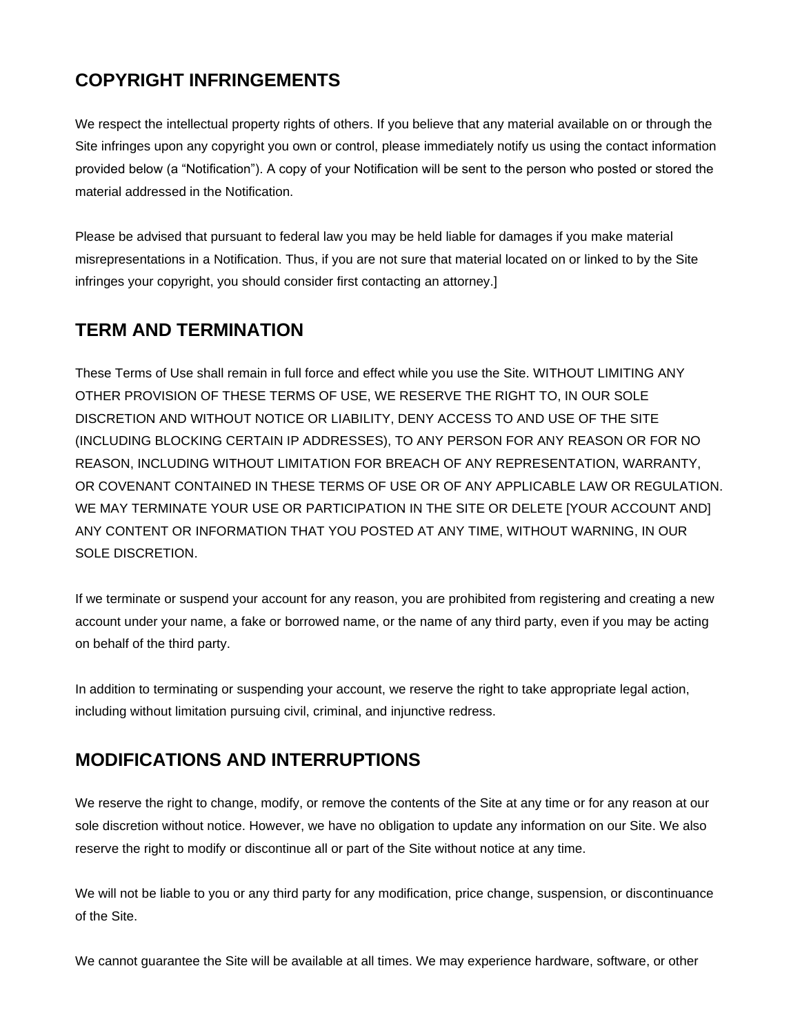## COPYRIGHT INFRINGEMENTS

We respect the intellectual property rights of others. If you believe that any material available on or through the Site infringes upon any copyright you own or control, please immediately notify us using the contact information provided below (a "Notification"). A copy of your Notification will be sent to the person who posted or stored the material addressed in the Notification.

Please be advised that pursuant to federal law you may be held liable for damages if you make material misrepresentations in a Notification. Thus, if you are not sure that material located on or linked to by the Site infringes your copyright, you should consider first contacting an attorney.]

## TERM AND TERMINATION

These Terms of Use shall remain in full force and effect while you use the Site. WITHOUT LIMITING ANY OTHER PROVISION OF THESE TERMS OF USE, WE RESERVE THE RIGHT TO, IN OUR SOLE DISCRETION AND WITHOUT NOTICE OR LIABILITY, DENY ACCESS TO AND USE OF THE SITE (INCLUDING BLOCKING CERTAIN IP ADDRESSES), TO ANY PERSON FOR ANY REASON OR FOR NO REASON, INCLUDING WITHOUT LIMITATION FOR BREACH OF ANY REPRESENTATION, WARRANTY, OR COVENANT CONTAINED IN THESE TERMS OF USE OR OF ANY APPLICABLE LAW OR REGULATION. WE MAY TERMINATE YOUR USE OR PARTICIPATION IN THE SITE OR DELETE [YOUR ACCOUNT AND] ANY CONTENT OR INFORMATION THAT YOU POSTED AT ANY TIME, WITHOUT WARNING, IN OUR SOLE DISCRETION.

If we terminate or suspend your account for any reason, you are prohibited from registering and creating a new account under your name, a fake or borrowed name, or the name of any third party, even if you may be acting on behalf of the third party.

In addition to terminating or suspending your account, we reserve the right to take appropriate legal action, including without limitation pursuing civil, criminal, and injunctive redress.

## MODIFICATIONS AND INTERRUPTIONS

We reserve the right to change, modify, or remove the contents of the Site at any time or for any reason at our sole discretion without notice. However, we have no obligation to update any information on our Site. We also reserve the right to modify or discontinue all or part of the Site without notice at any time.

We will not be liable to you or any third party for any modification, price change, suspension, or discontinuance of the Site.

We cannot guarantee the Site will be available at all times. We may experience hardware, software, or other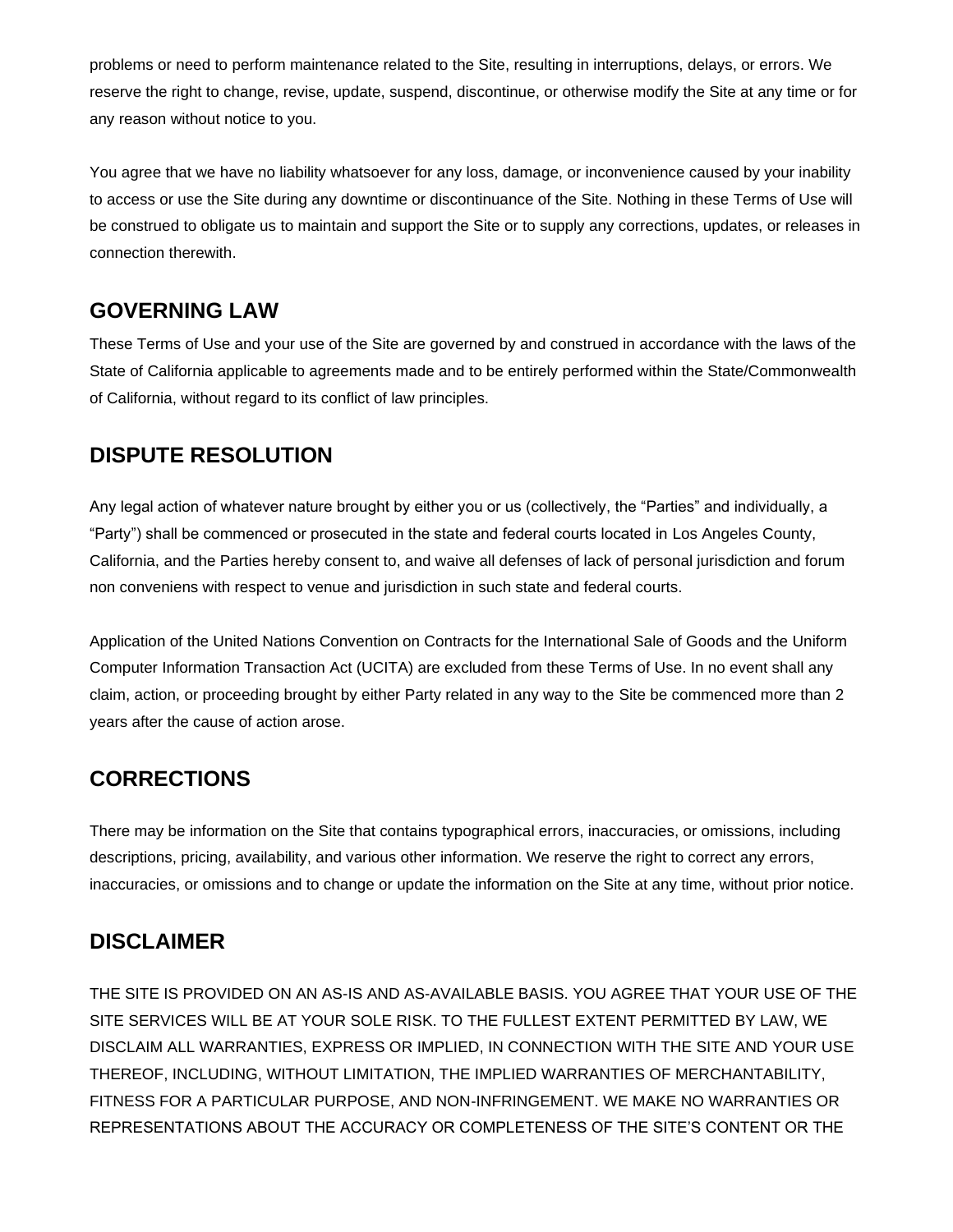problems or need to perform maintenance related to the Site, resulting in interruptions, delays, or errors. We reserve the right to change, revise, update, suspend, discontinue, or otherwise modify the Site at any time or for any reason without notice to you.

You agree that we have no liability whatsoever for any loss, damage, or inconvenience caused by your inability to access or use the Site during any downtime or discontinuance of the Site. Nothing in these Terms of Use will be construed to obligate us to maintain and support the Site or to supply any corrections, updates, or releases in connection therewith.

## GOVERNING LAW

These Terms of Use and your use of the Site are governed by and construed in accordance with the laws of the State of California applicable to agreements made and to be entirely performed within the State/Commonwealth of California, without regard to its conflict of law principles.

## DISPUTE RESOLUTION

Any legal action of whatever nature brought by either you or us (collectively, the “Parties” and individually, a “Party”) shall be commenced or prosecuted in the state and federal courts located in Los Angeles County, California, and the Parties hereby consent to, and waive all defenses of lack of personal jurisdiction and forum non conveniens with respect to venue and jurisdiction in such state and federal courts.

Application of the United Nations Convention on Contracts for the International Sale of Goods and the Uniform Computer Information Transaction Act (UCITA) are excluded from these Terms of Use. In no event shall any claim, action, or proceeding brought by either Party related in any way to the Site be commenced more than 2 years after the cause of action arose.

## CORRECTIONS

There may be information on the Site that contains typographical errors, inaccuracies, or omissions, including descriptions, pricing, availability, and various other information. We reserve the right to correct any errors, inaccuracies, or omissions and to change or update the information on the Site at any time, without prior notice.

## DISCLAIMER

THE SITE IS PROVIDED ON AN AS-IS AND AS-AVAILABLE BASIS. YOU AGREE THAT YOUR USE OF THE SITE SERVICES WILL BE AT YOUR SOLE RISK. TO THE FULLEST EXTENT PERMITTED BY LAW, WE DISCLAIM ALL WARRANTIES, EXPRESS OR IMPLIED, IN CONNECTION WITH THE SITE AND YOUR USE THEREOF, INCLUDING, WITHOUT LIMITATION, THE IMPLIED WARRANTIES OF MERCHANTABILITY, FITNESS FOR A PARTICULAR PURPOSE, AND NON-INFRINGEMENT. WE MAKE NO WARRANTIES OR REPRESENTATIONS ABOUT THE ACCURACY OR COMPLETENESS OF THE SITE’S CONTENT OR THE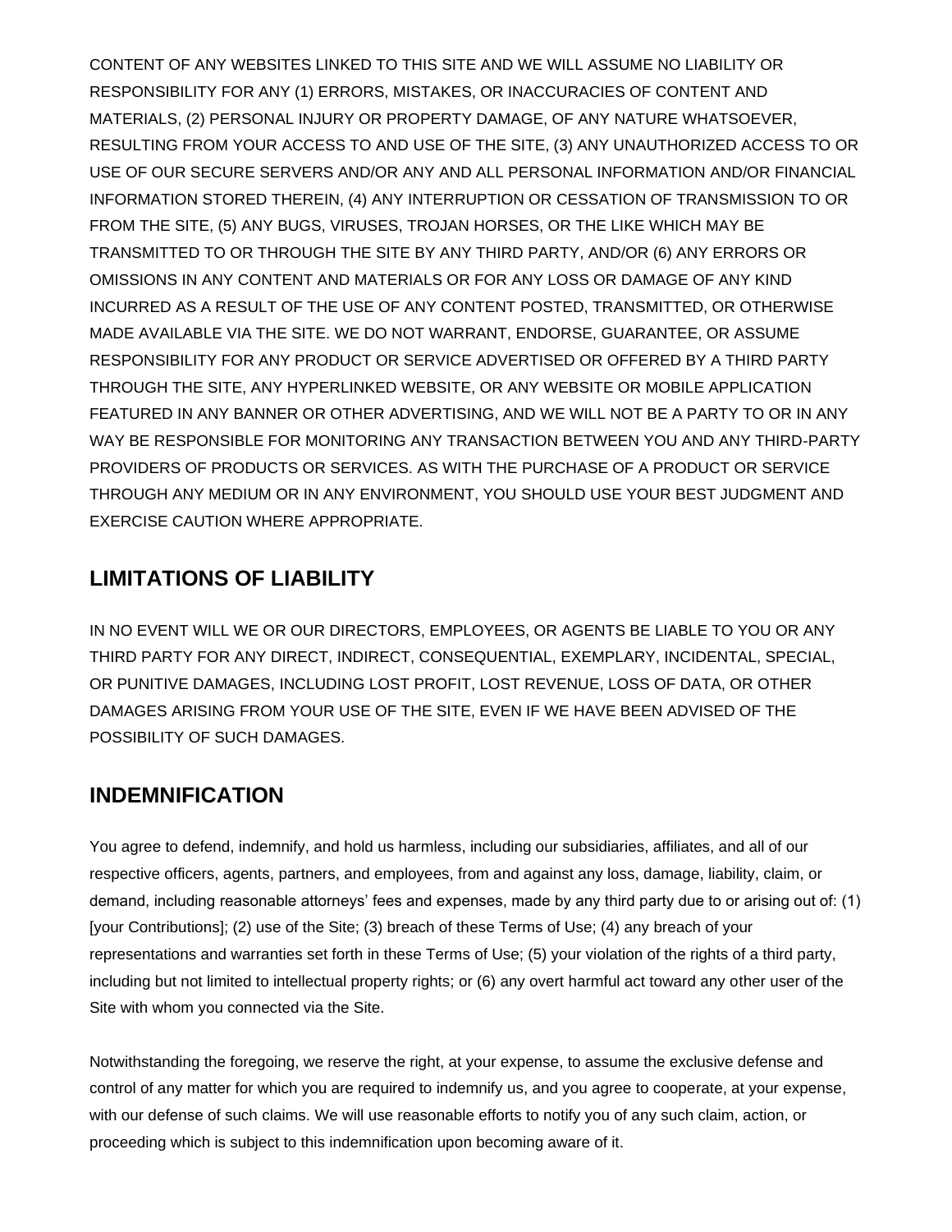CONTENT OF ANY WEBSITES LINKED TO THIS SITE AND WE WILL ASSUME NO LIABILITY OR RESPONSIBILITY FOR ANY (1) ERRORS, MISTAKES, OR INACCURACIES OF CONTENT AND MATERIALS, (2) PERSONAL INJURY OR PROPERTY DAMAGE, OF ANY NATURE WHATSOEVER, RESULTING FROM YOUR ACCESS TO AND USE OF THE SITE, (3) ANY UNAUTHORIZED ACCESS TO OR USE OF OUR SECURE SERVERS AND/OR ANY AND ALL PERSONAL INFORMATION AND/OR FINANCIAL INFORMATION STORED THEREIN, (4) ANY INTERRUPTION OR CESSATION OF TRANSMISSION TO OR FROM THE SITE, (5) ANY BUGS, VIRUSES, TROJAN HORSES, OR THE LIKE WHICH MAY BE TRANSMITTED TO OR THROUGH THE SITE BY ANY THIRD PARTY, AND/OR (6) ANY ERRORS OR OMISSIONS IN ANY CONTENT AND MATERIALS OR FOR ANY LOSS OR DAMAGE OF ANY KIND INCURRED AS A RESULT OF THE USE OF ANY CONTENT POSTED, TRANSMITTED, OR OTHERWISE MADE AVAILABLE VIA THE SITE. WE DO NOT WARRANT, ENDORSE, GUARANTEE, OR ASSUME RESPONSIBILITY FOR ANY PRODUCT OR SERVICE ADVERTISED OR OFFERED BY A THIRD PARTY THROUGH THE SITE, ANY HYPERLINKED WEBSITE, OR ANY WEBSITE OR MOBILE APPLICATION FEATURED IN ANY BANNER OR OTHER ADVERTISING, AND WE WILL NOT BE A PARTY TO OR IN ANY WAY BE RESPONSIBLE FOR MONITORING ANY TRANSACTION BETWEEN YOU AND ANY THIRD-PARTY PROVIDERS OF PRODUCTS OR SERVICES. AS WITH THE PURCHASE OF A PRODUCT OR SERVICE THROUGH ANY MEDIUM OR IN ANY ENVIRONMENT, YOU SHOULD USE YOUR BEST JUDGMENT AND EXERCISE CAUTION WHERE APPROPRIATE.

## LIMITATIONS OF LIABILITY

IN NO EVENT WILL WE OR OUR DIRECTORS, EMPLOYEES, OR AGENTS BE LIABLE TO YOU OR ANY THIRD PARTY FOR ANY DIRECT, INDIRECT, CONSEQUENTIAL, EXEMPLARY, INCIDENTAL, SPECIAL, OR PUNITIVE DAMAGES, INCLUDING LOST PROFIT, LOST REVENUE, LOSS OF DATA, OR OTHER DAMAGES ARISING FROM YOUR USE OF THE SITE, EVEN IF WE HAVE BEEN ADVISED OF THE POSSIBILITY OF SUCH DAMAGES.

## INDEMNIFICATION

You agree to defend, indemnify, and hold us harmless, including our subsidiaries, affiliates, and all of our respective officers, agents, partners, and employees, from and against any loss, damage, liability, claim, or demand, including reasonable attorneys' fees and expenses, made by any third party due to or arising out of: (1) [your Contributions]; (2) use of the Site; (3) breach of these Terms of Use; (4) any breach of your representations and warranties set forth in these Terms of Use; (5) your violation of the rights of a third party, including but not limited to intellectual property rights; or (6) any overt harmful act toward any other user of the Site with whom you connected via the Site.

Notwithstanding the foregoing, we reserve the right, at your expense, to assume the exclusive defense and control of any matter for which you are required to indemnify us, and you agree to cooperate, at your expense, with our defense of such claims. We will use reasonable efforts to notify you of any such claim, action, or proceeding which is subject to this indemnification upon becoming aware of it.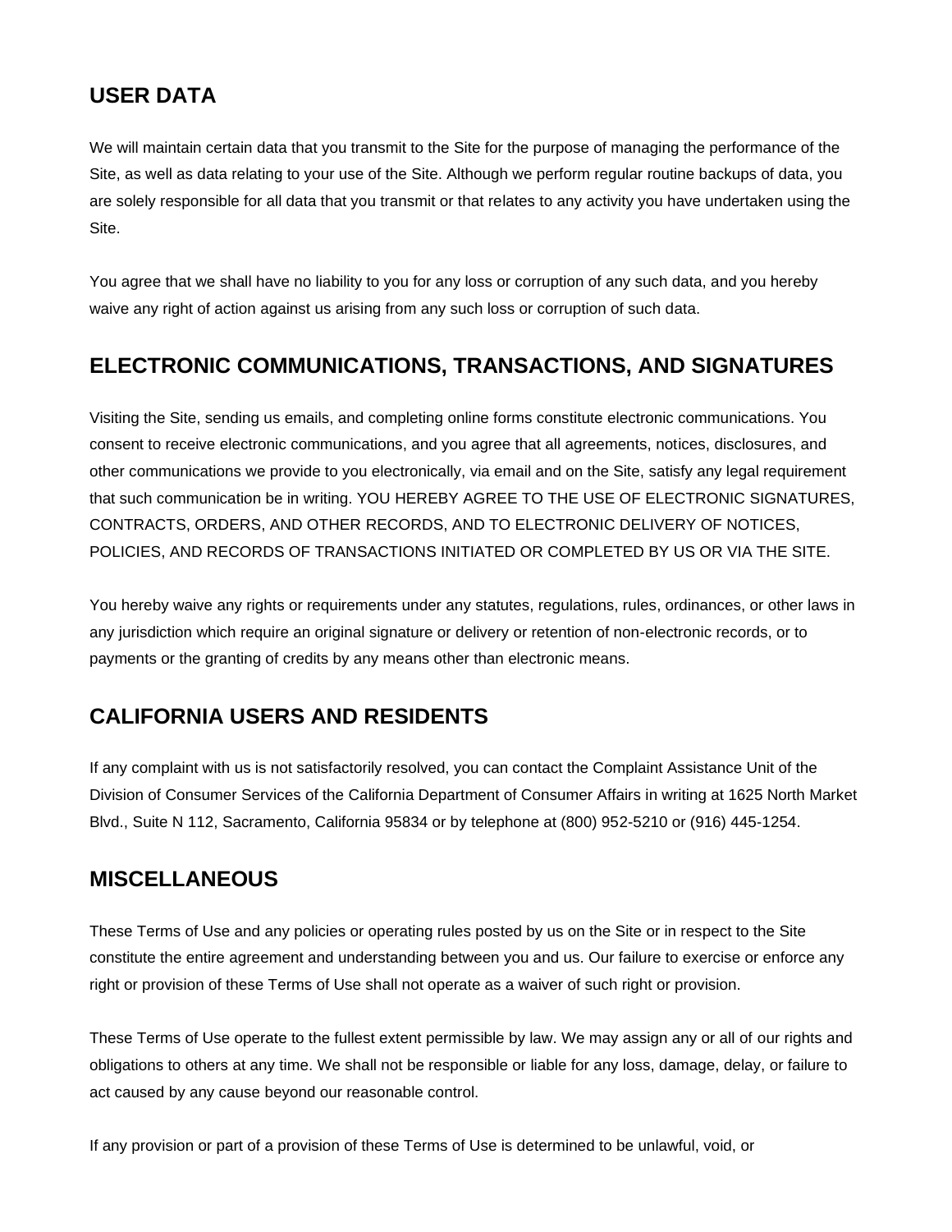## USER DATA

We will maintain certain data that you transmit to the Site for the purpose of managing the performance of the Site, as well as data relating to your use of the Site. Although we perform regular routine backups of data, you are solely responsible for all data that you transmit or that relates to any activity you have undertaken using the Site.

You agree that we shall have no liability to you for any loss or corruption of any such data, and you hereby waive any right of action against us arising from any such loss or corruption of such data.

## ELECTRONIC COMMUNICATIONS, TRANSACTIONS, AND SIGNATURES

Visiting the Site, sending us emails, and completing online forms constitute electronic communications. You consent to receive electronic communications, and you agree that all agreements, notices, disclosures, and other communications we provide to you electronically, via email and on the Site, satisfy any legal requirement that such communication be in writing. YOU HEREBY AGREE TO THE USE OF ELECTRONIC SIGNATURES, CONTRACTS, ORDERS, AND OTHER RECORDS, AND TO ELECTRONIC DELIVERY OF NOTICES, POLICIES, AND RECORDS OF TRANSACTIONS INITIATED OR COMPLETED BY US OR VIA THE SITE.

You hereby waive any rights or requirements under any statutes, regulations, rules, ordinances, or other laws in any jurisdiction which require an original signature or delivery or retention of non-electronic records, or to payments or the granting of credits by any means other than electronic means.

## CALIFORNIA USERS AND RESIDENTS

If any complaint with us is not satisfactorily resolved, you can contact the Complaint Assistance Unit of the Division of Consumer Services of the California Department of Consumer Affairs in writing at 1625 North Market Blvd., Suite N 112, Sacramento, California 95834 or by telephone at (800) 952-5210 or (916) 445-1254.

## MISCELLANEOUS

These Terms of Use and any policies or operating rules posted by us on the Site or in respect to the Site constitute the entire agreement and understanding between you and us. Our failure to exercise or enforce any right or provision of these Terms of Use shall not operate as a waiver of such right or provision.

These Terms of Use operate to the fullest extent permissible by law. We may assign any or all of our rights and obligations to others at any time. We shall not be responsible or liable for any loss, damage, delay, or failure to act caused by any cause beyond our reasonable control.

If any provision or part of a provision of these Terms of Use is determined to be unlawful, void, or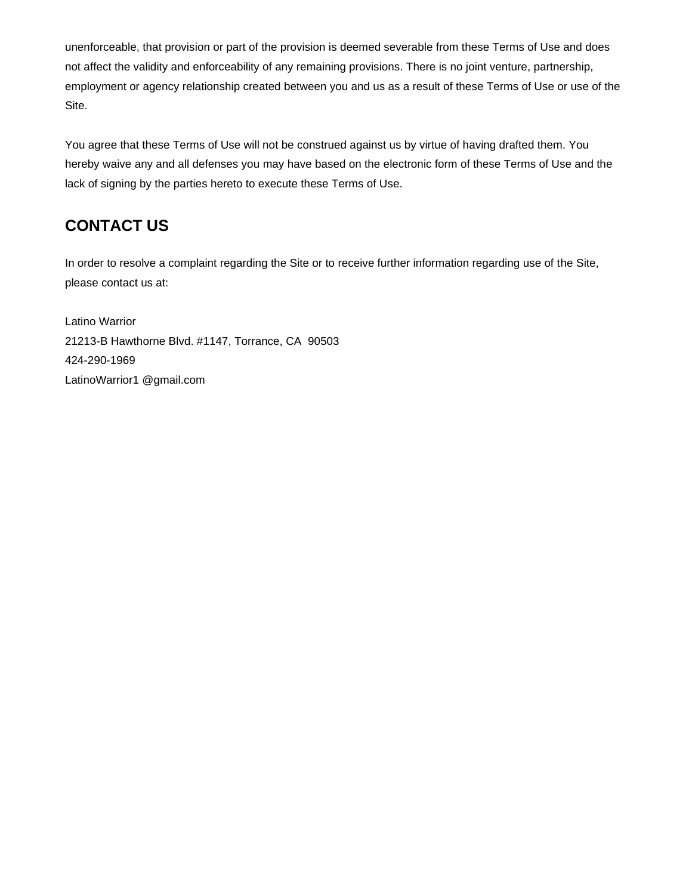unenforceable, that provision or part of the provision is deemed severable from these Terms of Use and does not affect the validity and enforceability of any remaining provisions. There is no joint venture, partnership, employment or agency relationship created between you and us as a result of these Terms of Use or use of the Site.

You agree that these Terms of Use will not be construed against us by virtue of having drafted them. You hereby waive any and all defenses you may have based on the electronic form of these Terms of Use and the lack of signing by the parties hereto to execute these Terms of Use.

## CONTACT US

In order to resolve a complaint regarding the Site or to receive further information regarding use of the Site, please contact us at:

Latino Warrior
21213-B Hawthorne Blvd. #1147, Torrance, CA 90503
424-290-1969
LatinoWarrior1 @gmail.com